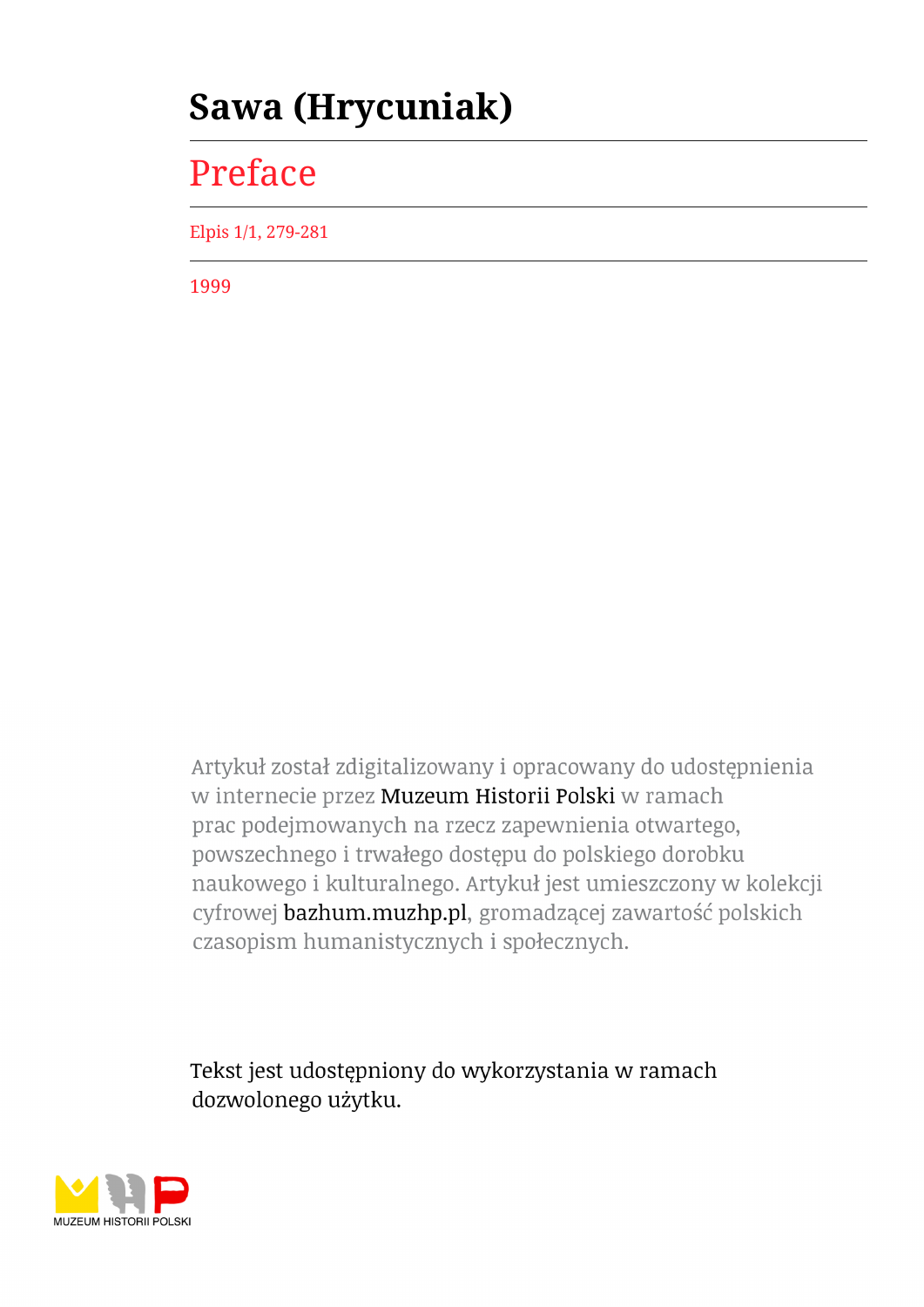# Sawa (Hrycuniak)

## Preface

Elpis 1/1, 279-281

1999

Artykuł został zdigitalizowany i opracowany do udostępnienia w internecie przez Muzeum Historii Polski w ramach prac podejmowanych na rzecz zapewnienia otwartego, powszechnego i trwałego dostępu do polskiego dorobku naukowego i kulturalnego. Artykuł jest umieszczony w kolekcji cyfrowej bazhum.muzhp.pl, gromadzącej zawartość polskich czasopism humanistycznych i społecznych.

Tekst jest udostępniony do wykorzystania w ramach dozwolonego użytku.

MUZEUM HISTORII POLSKI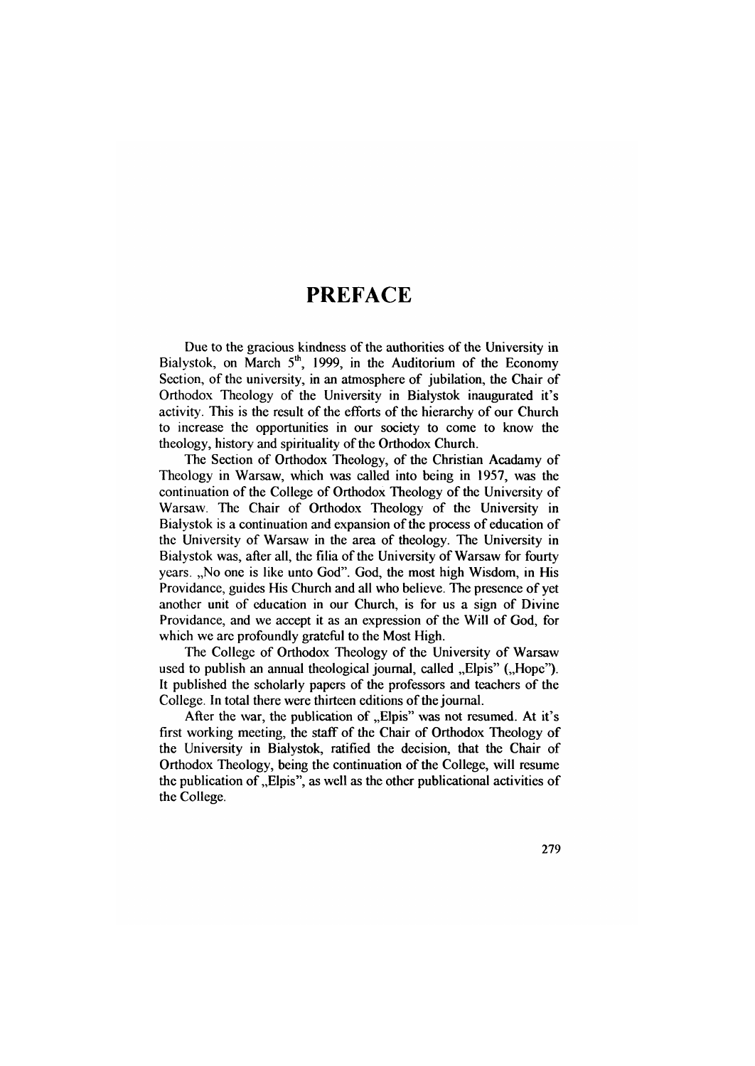# PREFACE

Due to the gracious kindness of the authorities of the University in Bialystok, on March 5th, 1999, in the Auditorium of the Economy Section, of the university, in an atmosphere of jubilation, the Chair of Orthodox Theology of the University in Bialystok inaugurated it's activity. This is the result of the efforts of the hierarchy of our Church to increase the opportunities in our society to come to know the theology, history and spirituality of the Orthodox Church.

The Section of Orthodox Theology, of the Christian Acadamy of Theology in Warsaw, which was called into being in 1957, was the continuation of the College of Orthodox Theology of the University of Warsaw. The Chair of Orthodox Theology of the University in Bialystok is a continuation and expansion of the process of education of the University of Warsaw in the area of theology. The University in Bialystok was, after all, the filia of the University of Warsaw for fourty years. „No one is like unto God". God, the most high Wisdom, in His Providance, guides His Church and all who believe. The presence of yet another unit of education in our Church, is for us a sign of Divine Providance, and we accept it as an expression of the Will of God, for which we are profoundly grateful to the Most High.

The College of Orthodox Theology of the University of Warsaw used to publish an annual theological journal, called „Elpis" („Hope"). It published the scholarly papers of the professors and teachers of the College. In total there were thirteen editions of the journal.

After the war, the publication of „Elpis" was not resumed. At it's first working meeting, the staff of the Chair of Orthodox Theology of the University in Bialystok, ratified the decision, that the Chair of Orthodox Theology, being the continuation of the College, will resume the publication of „Elpis", as well as the other publicational activities of the College.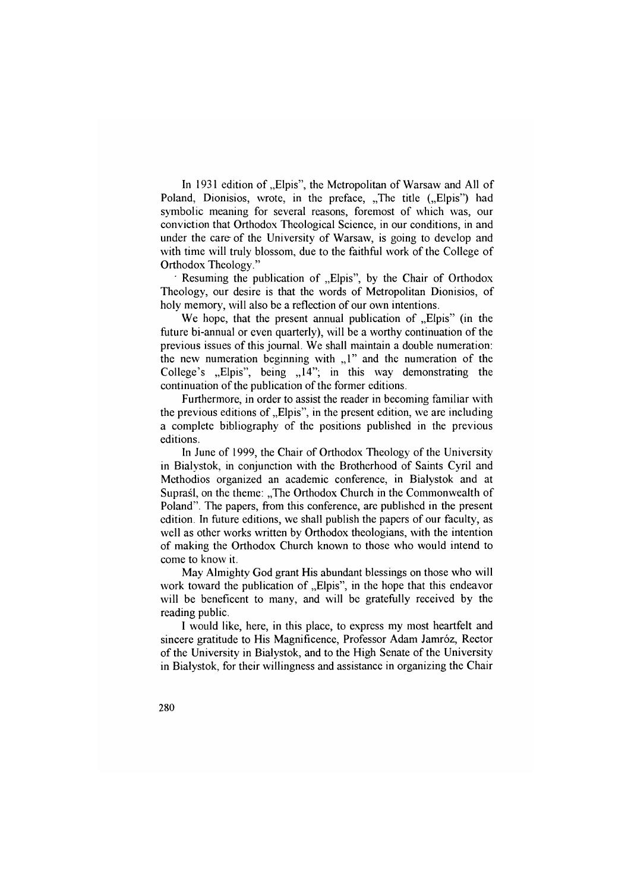In 1931 edition of „Elpis", the Metropolitan of Warsaw and All of Poland, Dionisios, wrote, in the preface, „The title („Elpis") had symbolic meaning for several reasons, foremost of which was, our conviction that Orthodox Theological Science, in our conditions, in and under the care of the University of Warsaw, is going to develop and with time will truly blossom, due to the faithful work of the College of Orthodox Theology."

Resuming the publication of „Elpis", by the Chair of Orthodox Theology, our desire is that the words of Metropolitan Dionisios, of holy memory, will also be a reflection of our own intentions.

We hope, that the present annual publication of „Elpis" (in the future bi-annual or even quarterly), will be a worthy continuation of the previous issues of this journal. We shall maintain a double numeration: the new numeration beginning with „1" and the numeration of the College's „Elpis", being „14"; in this way demonstrating the continuation of the publication of the former editions.

Furthermore, in order to assist the reader in becoming familiar with the previous editions of „Elpis", in the present edition, we are including a complete bibliography of the positions published in the previous editions.

In June of 1999, the Chair of Orthodox Theology of the University in Bialystok, in conjunction with the Brotherhood of Saints Cyril and Methodios organized an academic conference, in Bialystok and at Supraśl, on the theme: „The Orthodox Church in the Commonwealth of Poland". The papers, from this conference, are published in the present edition. In future editions, we shall publish the papers of our faculty, as well as other works written by Orthodox theologians, with the intention of making the Orthodox Church known to those who would intend to come to know it.

May Almighty God grant His abundant blessings on those who will work toward the publication of „Elpis", in the hope that this endeavor will be beneficent to many, and will be gratefully received by the reading public.

I would like, here, in this place, to express my most heartfelt and sincere gratitude to His Magnificence, Professor Adam Jamróz, Rector of the University in Bialystok, and to the High Senate of the University in Bialystok, for their willingness and assistance in organizing the Chair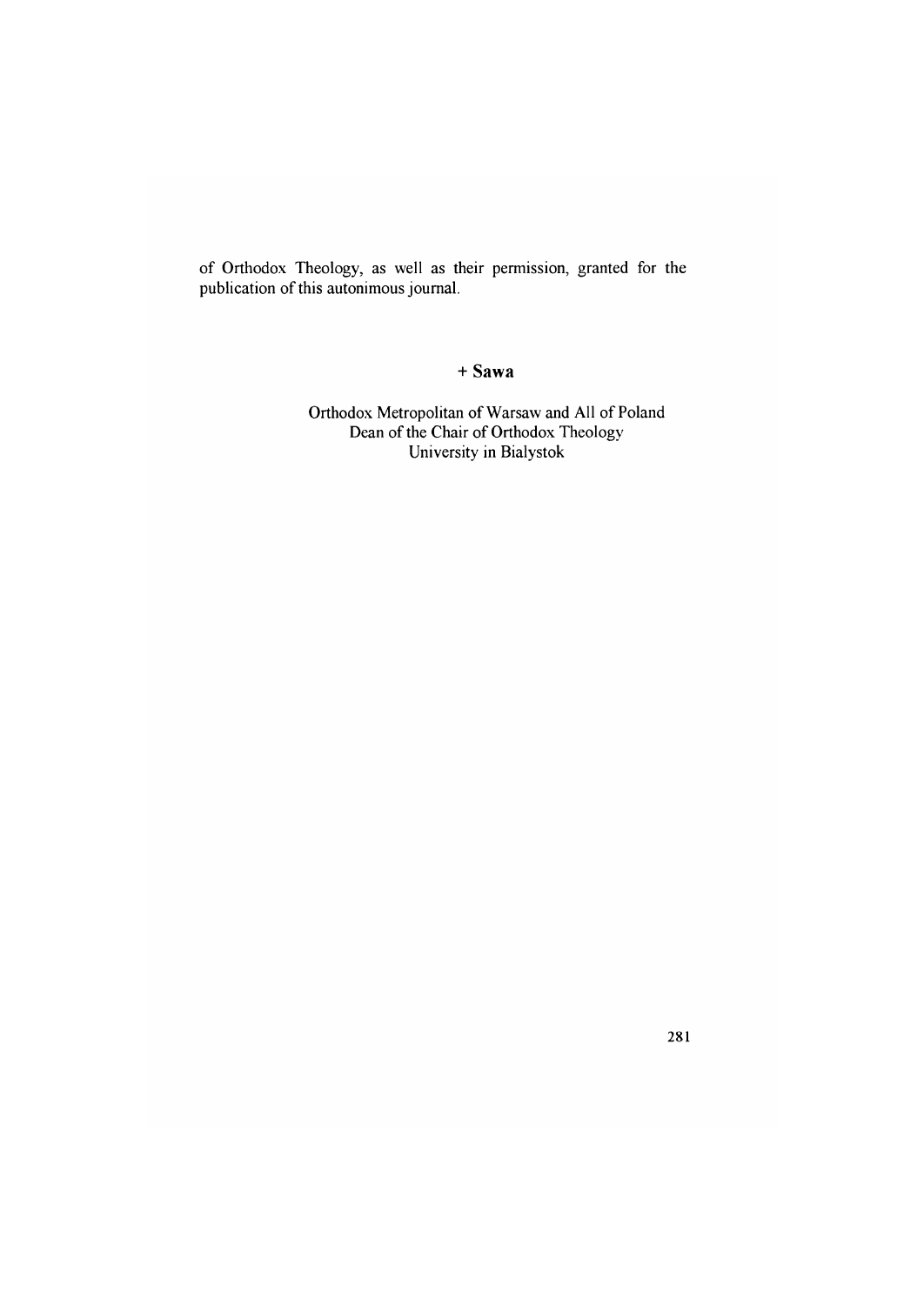of Orthodox Theology, as well as their permission, granted for the publication of this autonimous journal.

**+ Sawa**

Orthodox Metropolitan of Warsaw and All of Poland
Dean of the Chair of Orthodox Theology
University in Bialystok